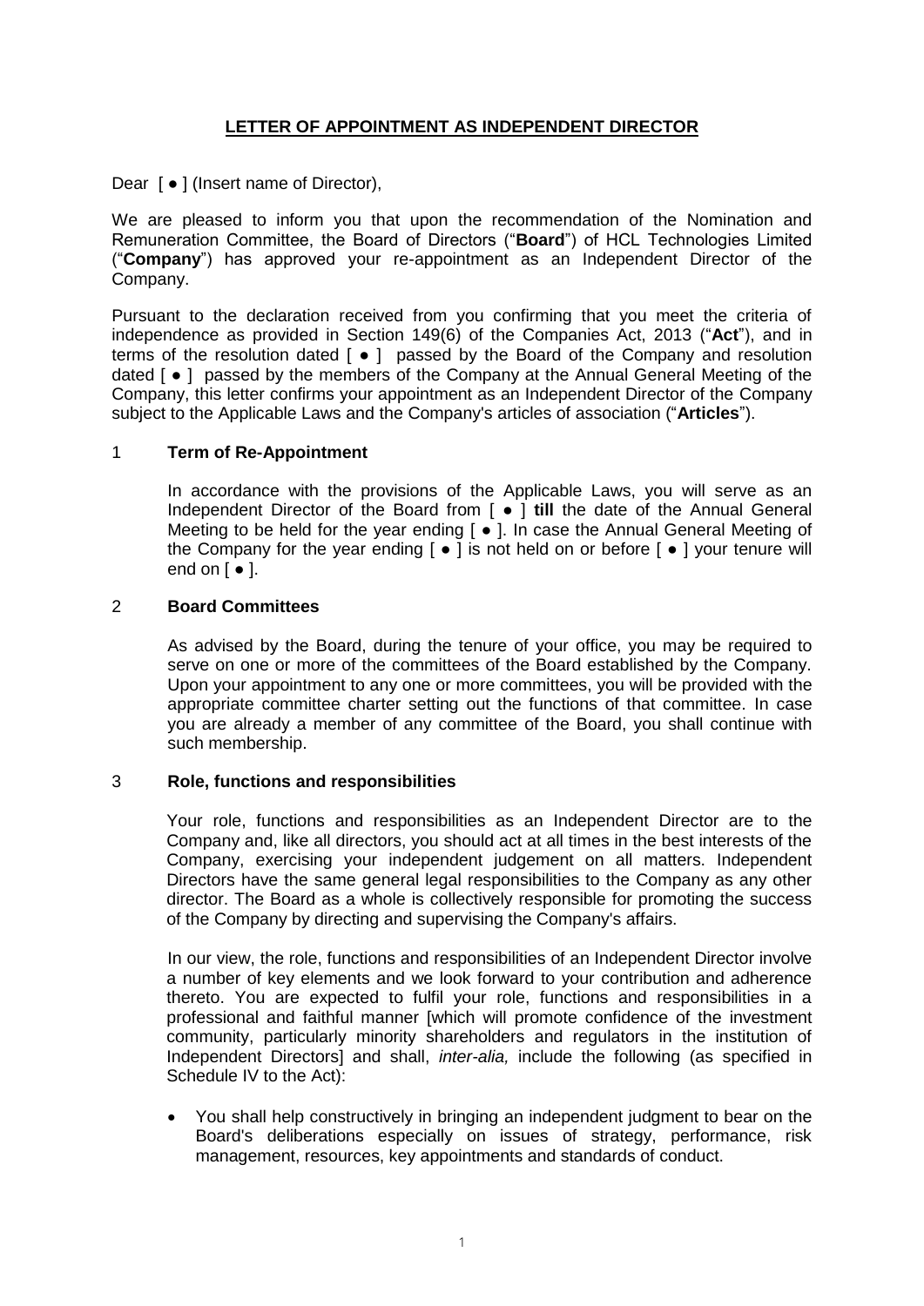**LETTER OF APPOINTMENT AS INDEPENDENT DIRECTOR**

Dear [ ● ] (Insert name of Director),

We are pleased to inform you that upon the recommendation of the Nomination and Remuneration Committee, the Board of Directors ("**Board**") of HCL Technologies Limited ("**Company**") has approved your re-appointment as an Independent Director of the Company.

Pursuant to the declaration received from you confirming that you meet the criteria of independence as provided in Section 149(6) of the Companies Act, 2013 ("**Act**"), and in terms of the resolution dated [ ● ] passed by the Board of the Company and resolution dated [ ● ] passed by the members of the Company at the Annual General Meeting of the Company, this letter confirms your appointment as an Independent Director of the Company subject to the Applicable Laws and the Company's articles of association ("**Articles**").

## 1 Term of Re-Appointment

In accordance with the provisions of the Applicable Laws, you will serve as an Independent Director of the Board from [ ● ] **till** the date of the Annual General Meeting to be held for the year ending [ ● ]. In case the Annual General Meeting of the Company for the year ending [ ● ] is not held on or before [ ● ] your tenure will end on [ ● ].

## 2 Board Committees

As advised by the Board, during the tenure of your office, you may be required to serve on one or more of the committees of the Board established by the Company. Upon your appointment to any one or more committees, you will be provided with the appropriate committee charter setting out the functions of that committee. In case you are already a member of any committee of the Board, you shall continue with such membership.

## 3 Role, functions and responsibilities

Your role, functions and responsibilities as an Independent Director are to the Company and, like all directors, you should act at all times in the best interests of the Company, exercising your independent judgement on all matters. Independent Directors have the same general legal responsibilities to the Company as any other director. The Board as a whole is collectively responsible for promoting the success of the Company by directing and supervising the Company's affairs.

In our view, the role, functions and responsibilities of an Independent Director involve a number of key elements and we look forward to your contribution and adherence thereto. You are expected to fulfil your role, functions and responsibilities in a professional and faithful manner [which will promote confidence of the investment community, particularly minority shareholders and regulators in the institution of Independent Directors] and shall, *inter-alia,* include the following (as specified in Schedule IV to the Act):

- You shall help constructively in bringing an independent judgment to bear on the Board's deliberations especially on issues of strategy, performance, risk management, resources, key appointments and standards of conduct.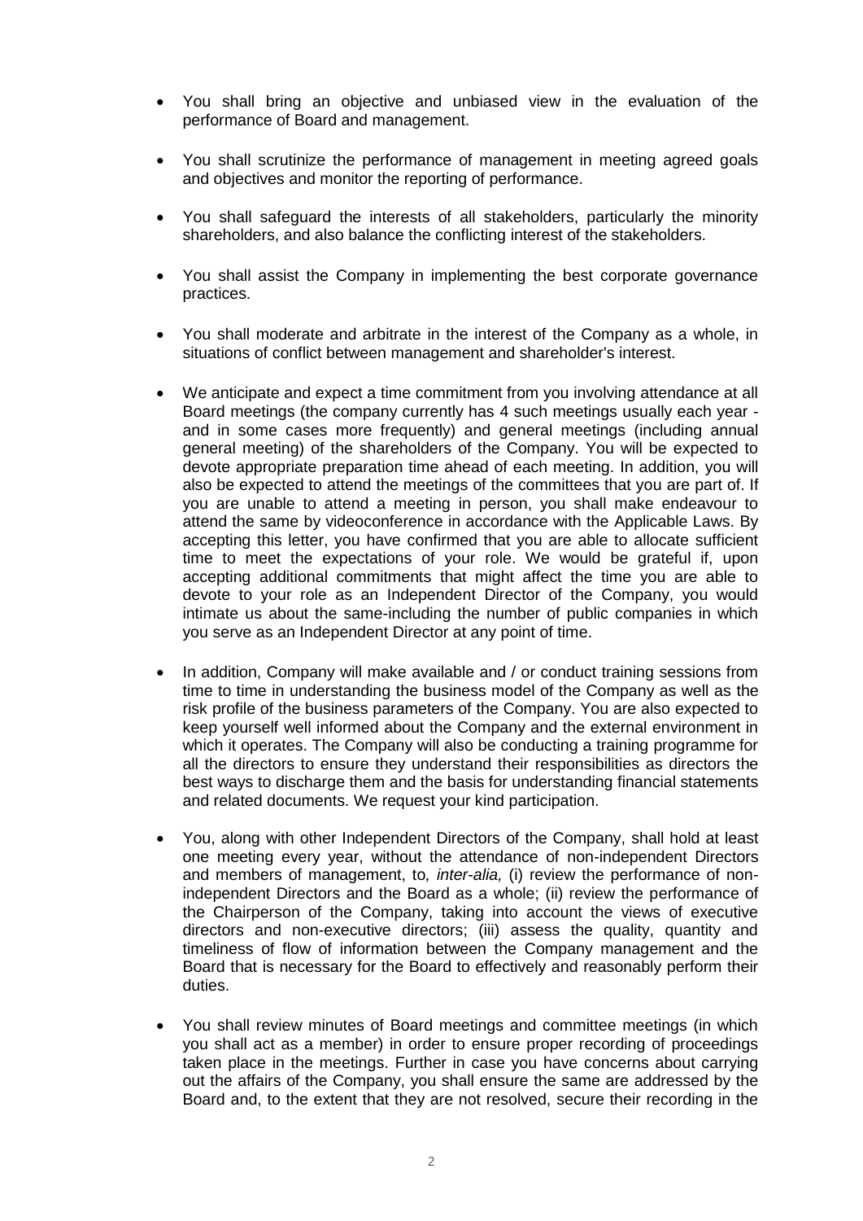- You shall bring an objective and unbiased view in the evaluation of the performance of Board and management.

- You shall scrutinize the performance of management in meeting agreed goals and objectives and monitor the reporting of performance.

- You shall safeguard the interests of all stakeholders, particularly the minority shareholders, and also balance the conflicting interest of the stakeholders.

- You shall assist the Company in implementing the best corporate governance practices.

- You shall moderate and arbitrate in the interest of the Company as a whole, in situations of conflict between management and shareholder's interest.

- We anticipate and expect a time commitment from you involving attendance at all Board meetings (the company currently has 4 such meetings usually each year - and in some cases more frequently) and general meetings (including annual general meeting) of the shareholders of the Company. You will be expected to devote appropriate preparation time ahead of each meeting. In addition, you will also be expected to attend the meetings of the committees that you are part of. If you are unable to attend a meeting in person, you shall make endeavour to attend the same by videoconference in accordance with the Applicable Laws. By accepting this letter, you have confirmed that you are able to allocate sufficient time to meet the expectations of your role. We would be grateful if, upon accepting additional commitments that might affect the time you are able to devote to your role as an Independent Director of the Company, you would intimate us about the same-including the number of public companies in which you serve as an Independent Director at any point of time.

- In addition, Company will make available and / or conduct training sessions from time to time in understanding the business model of the Company as well as the risk profile of the business parameters of the Company. You are also expected to keep yourself well informed about the Company and the external environment in which it operates. The Company will also be conducting a training programme for all the directors to ensure they understand their responsibilities as directors the best ways to discharge them and the basis for understanding financial statements and related documents. We request your kind participation.

- You, along with other Independent Directors of the Company, shall hold at least one meeting every year, without the attendance of non-independent Directors and members of management, to*, inter-alia,* (i) review the performance of non-independent Directors and the Board as a whole; (ii) review the performance of the Chairperson of the Company, taking into account the views of executive directors and non-executive directors; (iii) assess the quality, quantity and timeliness of flow of information between the Company management and the Board that is necessary for the Board to effectively and reasonably perform their duties.

- You shall review minutes of Board meetings and committee meetings (in which you shall act as a member) in order to ensure proper recording of proceedings taken place in the meetings. Further in case you have concerns about carrying out the affairs of the Company, you shall ensure the same are addressed by the Board and, to the extent that they are not resolved, secure their recording in the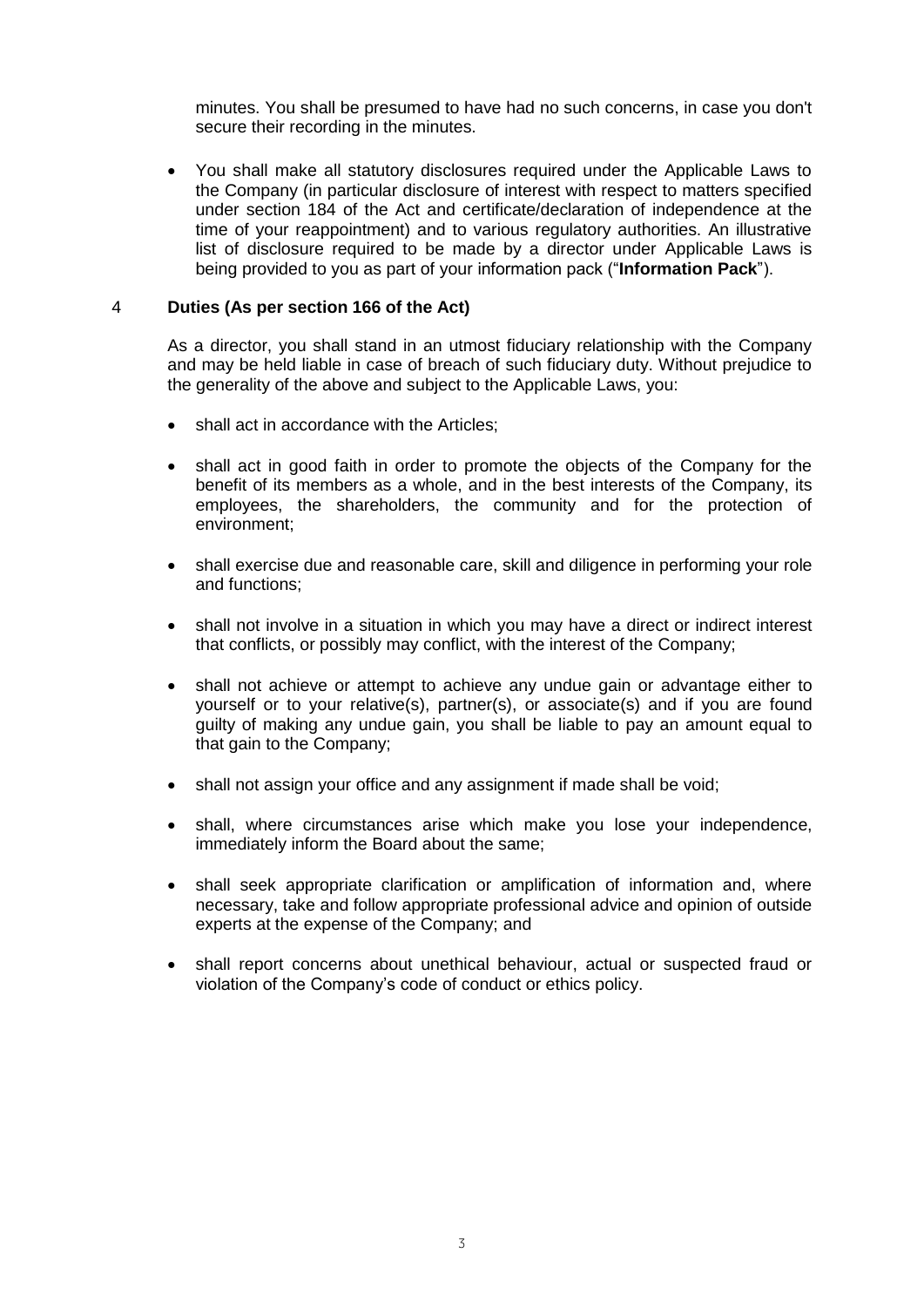minutes. You shall be presumed to have had no such concerns, in case you don't secure their recording in the minutes.

- You shall make all statutory disclosures required under the Applicable Laws to the Company (in particular disclosure of interest with respect to matters specified under section 184 of the Act and certificate/declaration of independence at the time of your reappointment) and to various regulatory authorities. An illustrative list of disclosure required to be made by a director under Applicable Laws is being provided to you as part of your information pack ("**Information Pack**").

## 4 Duties (As per section 166 of the Act)

As a director, you shall stand in an utmost fiduciary relationship with the Company and may be held liable in case of breach of such fiduciary duty. Without prejudice to the generality of the above and subject to the Applicable Laws, you:

- shall act in accordance with the Articles;
- shall act in good faith in order to promote the objects of the Company for the benefit of its members as a whole, and in the best interests of the Company, its employees, the shareholders, the community and for the protection of environment;
- shall exercise due and reasonable care, skill and diligence in performing your role and functions;
- shall not involve in a situation in which you may have a direct or indirect interest that conflicts, or possibly may conflict, with the interest of the Company;
- shall not achieve or attempt to achieve any undue gain or advantage either to yourself or to your relative(s), partner(s), or associate(s) and if you are found guilty of making any undue gain, you shall be liable to pay an amount equal to that gain to the Company;
- shall not assign your office and any assignment if made shall be void;
- shall, where circumstances arise which make you lose your independence, immediately inform the Board about the same;
- shall seek appropriate clarification or amplification of information and, where necessary, take and follow appropriate professional advice and opinion of outside experts at the expense of the Company; and
- shall report concerns about unethical behaviour, actual or suspected fraud or violation of the Company's code of conduct or ethics policy.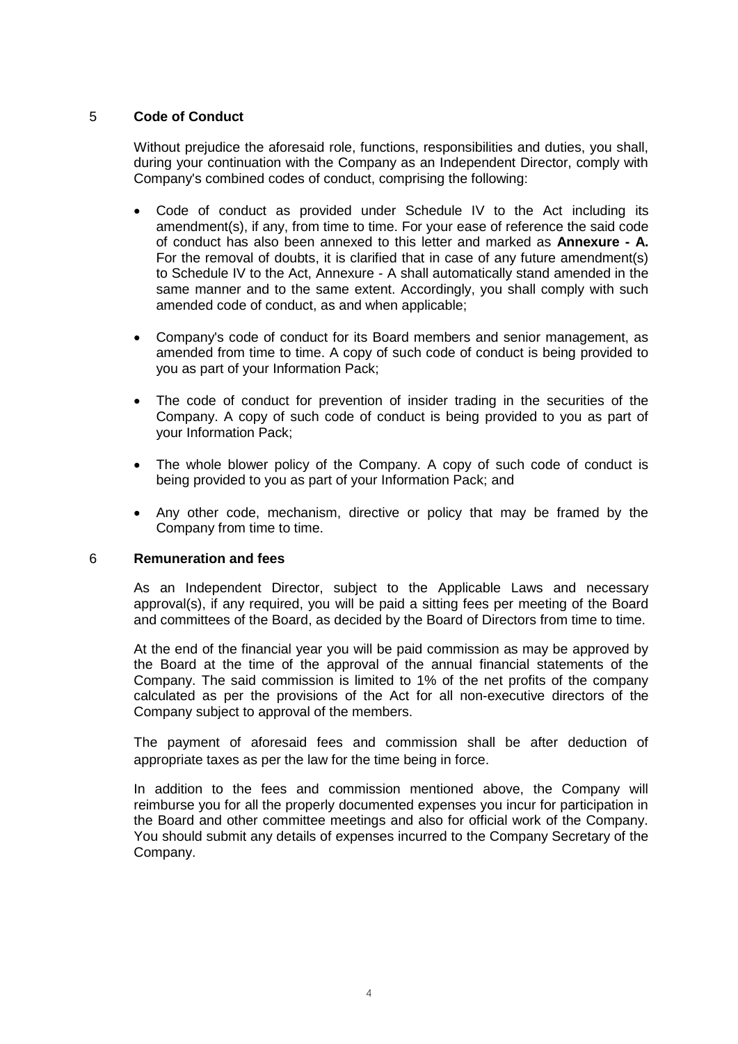## 5 Code of Conduct

Without prejudice the aforesaid role, functions, responsibilities and duties, you shall, during your continuation with the Company as an Independent Director, comply with Company's combined codes of conduct, comprising the following:

- Code of conduct as provided under Schedule IV to the Act including its amendment(s), if any, from time to time. For your ease of reference the said code of conduct has also been annexed to this letter and marked as **Annexure - A.** For the removal of doubts, it is clarified that in case of any future amendment(s) to Schedule IV to the Act, Annexure - A shall automatically stand amended in the same manner and to the same extent. Accordingly, you shall comply with such amended code of conduct, as and when applicable;

- Company's code of conduct for its Board members and senior management, as amended from time to time. A copy of such code of conduct is being provided to you as part of your Information Pack;

- The code of conduct for prevention of insider trading in the securities of the Company. A copy of such code of conduct is being provided to you as part of your Information Pack;

- The whole blower policy of the Company. A copy of such code of conduct is being provided to you as part of your Information Pack; and

- Any other code, mechanism, directive or policy that may be framed by the Company from time to time.

## 6 Remuneration and fees

As an Independent Director, subject to the Applicable Laws and necessary approval(s), if any required, you will be paid a sitting fees per meeting of the Board and committees of the Board, as decided by the Board of Directors from time to time.

At the end of the financial year you will be paid commission as may be approved by the Board at the time of the approval of the annual financial statements of the Company. The said commission is limited to 1% of the net profits of the company calculated as per the provisions of the Act for all non-executive directors of the Company subject to approval of the members.

The payment of aforesaid fees and commission shall be after deduction of appropriate taxes as per the law for the time being in force.

In addition to the fees and commission mentioned above, the Company will reimburse you for all the properly documented expenses you incur for participation in the Board and other committee meetings and also for official work of the Company. You should submit any details of expenses incurred to the Company Secretary of the Company.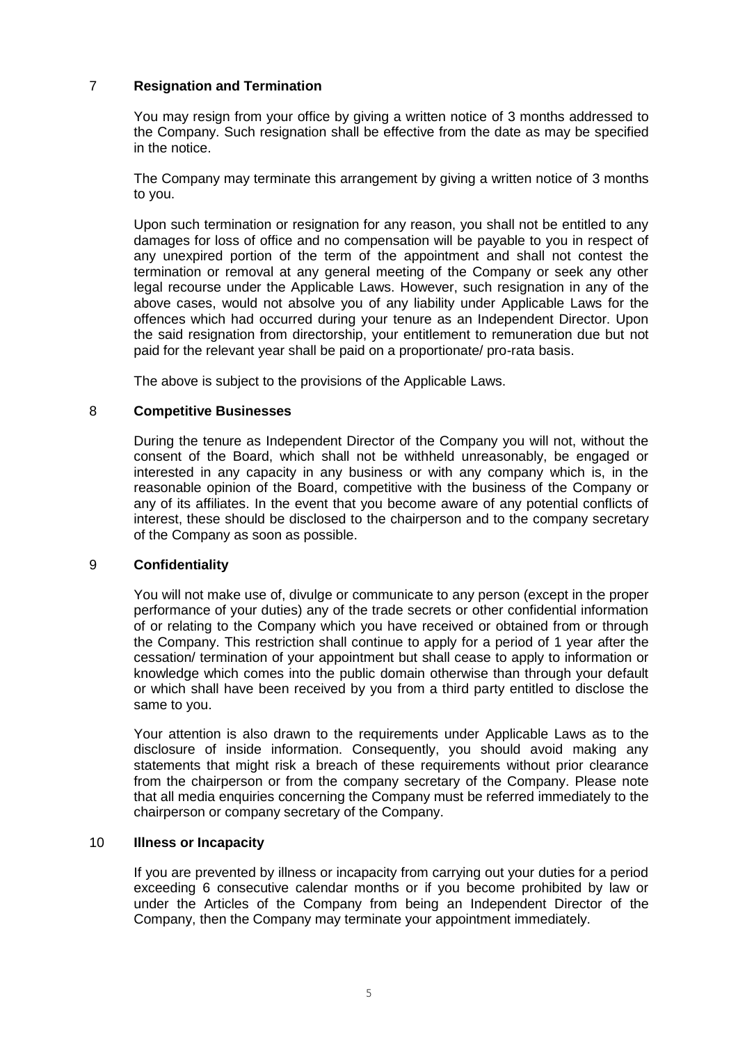## 7 Resignation and Termination

You may resign from your office by giving a written notice of 3 months addressed to the Company. Such resignation shall be effective from the date as may be specified in the notice.

The Company may terminate this arrangement by giving a written notice of 3 months to you.

Upon such termination or resignation for any reason, you shall not be entitled to any damages for loss of office and no compensation will be payable to you in respect of any unexpired portion of the term of the appointment and shall not contest the termination or removal at any general meeting of the Company or seek any other legal recourse under the Applicable Laws. However, such resignation in any of the above cases, would not absolve you of any liability under Applicable Laws for the offences which had occurred during your tenure as an Independent Director. Upon the said resignation from directorship, your entitlement to remuneration due but not paid for the relevant year shall be paid on a proportionate/ pro-rata basis.

The above is subject to the provisions of the Applicable Laws.

## 8 Competitive Businesses

During the tenure as Independent Director of the Company you will not, without the consent of the Board, which shall not be withheld unreasonably, be engaged or interested in any capacity in any business or with any company which is, in the reasonable opinion of the Board, competitive with the business of the Company or any of its affiliates. In the event that you become aware of any potential conflicts of interest, these should be disclosed to the chairperson and to the company secretary of the Company as soon as possible.

## 9 Confidentiality

You will not make use of, divulge or communicate to any person (except in the proper performance of your duties) any of the trade secrets or other confidential information of or relating to the Company which you have received or obtained from or through the Company. This restriction shall continue to apply for a period of 1 year after the cessation/ termination of your appointment but shall cease to apply to information or knowledge which comes into the public domain otherwise than through your default or which shall have been received by you from a third party entitled to disclose the same to you.

Your attention is also drawn to the requirements under Applicable Laws as to the disclosure of inside information. Consequently, you should avoid making any statements that might risk a breach of these requirements without prior clearance from the chairperson or from the company secretary of the Company. Please note that all media enquiries concerning the Company must be referred immediately to the chairperson or company secretary of the Company.

## 10 Illness or Incapacity

If you are prevented by illness or incapacity from carrying out your duties for a period exceeding 6 consecutive calendar months or if you become prohibited by law or under the Articles of the Company from being an Independent Director of the Company, then the Company may terminate your appointment immediately.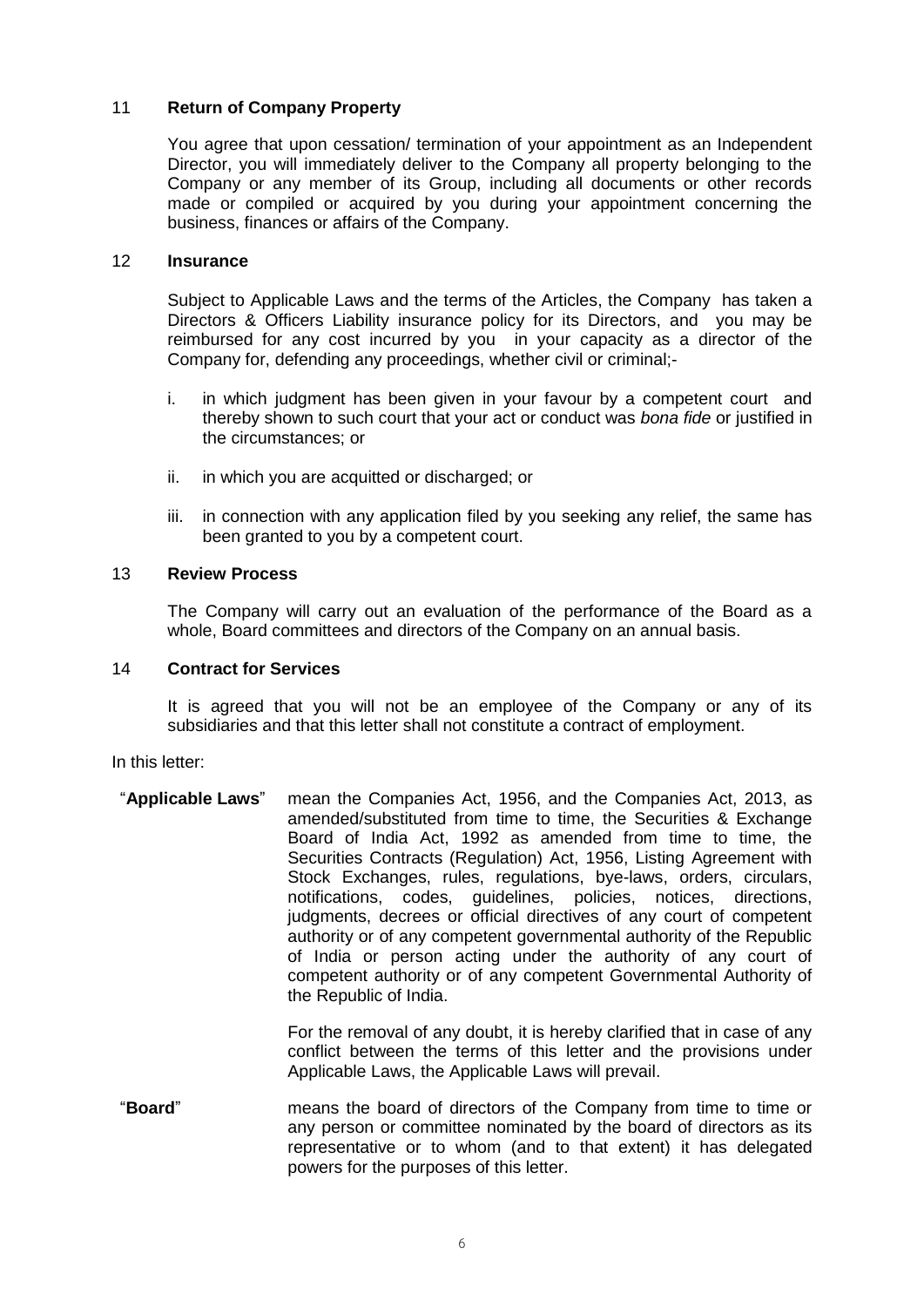## 11 **Return of Company Property**

You agree that upon cessation/ termination of your appointment as an Independent Director, you will immediately deliver to the Company all property belonging to the Company or any member of its Group, including all documents or other records made or compiled or acquired by you during your appointment concerning the business, finances or affairs of the Company.

## 12 **Insurance**

Subject to Applicable Laws and the terms of the Articles, the Company has taken a Directors & Officers Liability insurance policy for its Directors, and you may be reimbursed for any cost incurred by you in your capacity as a director of the Company for, defending any proceedings, whether civil or criminal;-

i. in which judgment has been given in your favour by a competent court and thereby shown to such court that your act or conduct was *bona fide* or justified in the circumstances; or

ii. in which you are acquitted or discharged; or

iii. in connection with any application filed by you seeking any relief, the same has been granted to you by a competent court.

## 13 **Review Process**

The Company will carry out an evaluation of the performance of the Board as a whole, Board committees and directors of the Company on an annual basis.

## 14 **Contract for Services**

It is agreed that you will not be an employee of the Company or any of its subsidiaries and that this letter shall not constitute a contract of employment.

In this letter:

"**Applicable Laws**" mean the Companies Act, 1956, and the Companies Act, 2013, as amended/substituted from time to time, the Securities & Exchange Board of India Act, 1992 as amended from time to time, the Securities Contracts (Regulation) Act, 1956, Listing Agreement with Stock Exchanges, rules, regulations, bye-laws, orders, circulars, notifications, codes, guidelines, policies, notices, directions, judgments, decrees or official directives of any court of competent authority or of any competent governmental authority of the Republic of India or person acting under the authority of any court of competent authority or of any competent Governmental Authority of the Republic of India.

For the removal of any doubt, it is hereby clarified that in case of any conflict between the terms of this letter and the provisions under Applicable Laws, the Applicable Laws will prevail.

"**Board**" means the board of directors of the Company from time to time or any person or committee nominated by the board of directors as its representative or to whom (and to that extent) it has delegated powers for the purposes of this letter.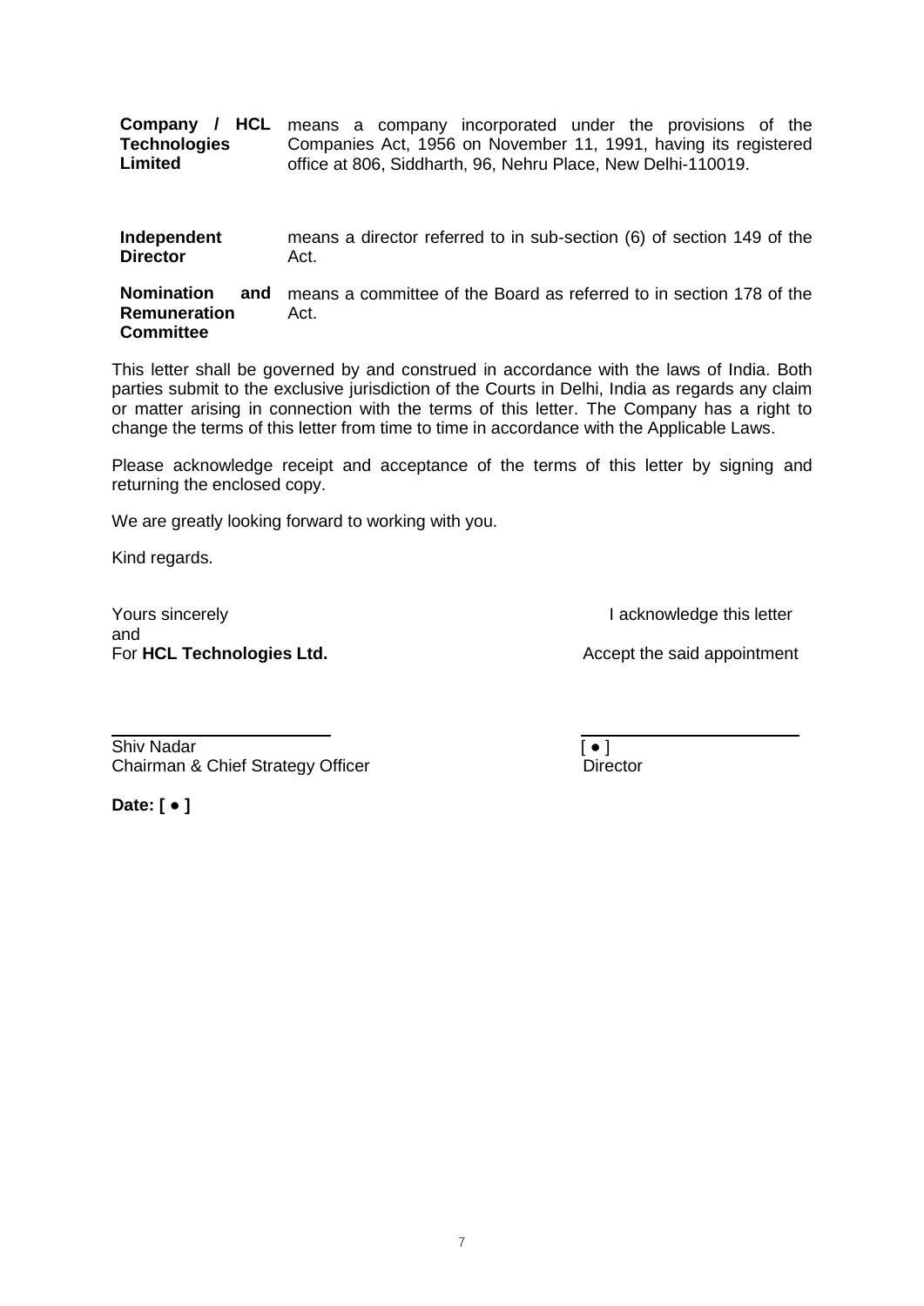| | |
|---|---|
| **Company / HCL Technologies Limited** | means a company incorporated under the provisions of the Companies Act, 1956 on November 11, 1991, having its registered office at 806, Siddharth, 96, Nehru Place, New Delhi-110019. |
| **Independent Director** | means a director referred to in sub-section (6) of section 149 of the Act. |
| **Nomination and Remuneration Committee** | means a committee of the Board as referred to in section 178 of the Act. |

This letter shall be governed by and construed in accordance with the laws of India. Both parties submit to the exclusive jurisdiction of the Courts in Delhi, India as regards any claim or matter arising in connection with the terms of this letter. The Company has a right to change the terms of this letter from time to time in accordance with the Applicable Laws.

Please acknowledge receipt and acceptance of the terms of this letter by signing and returning the enclosed copy.

We are greatly looking forward to working with you.

Kind regards.

Yours sincerely
For **HCL Technologies Ltd.**

I acknowledge this letter and
Accept the said appointment

Shiv Nadar
Chairman & Chief Strategy Officer

[ ● ]
Director

**Date: [ ● ]**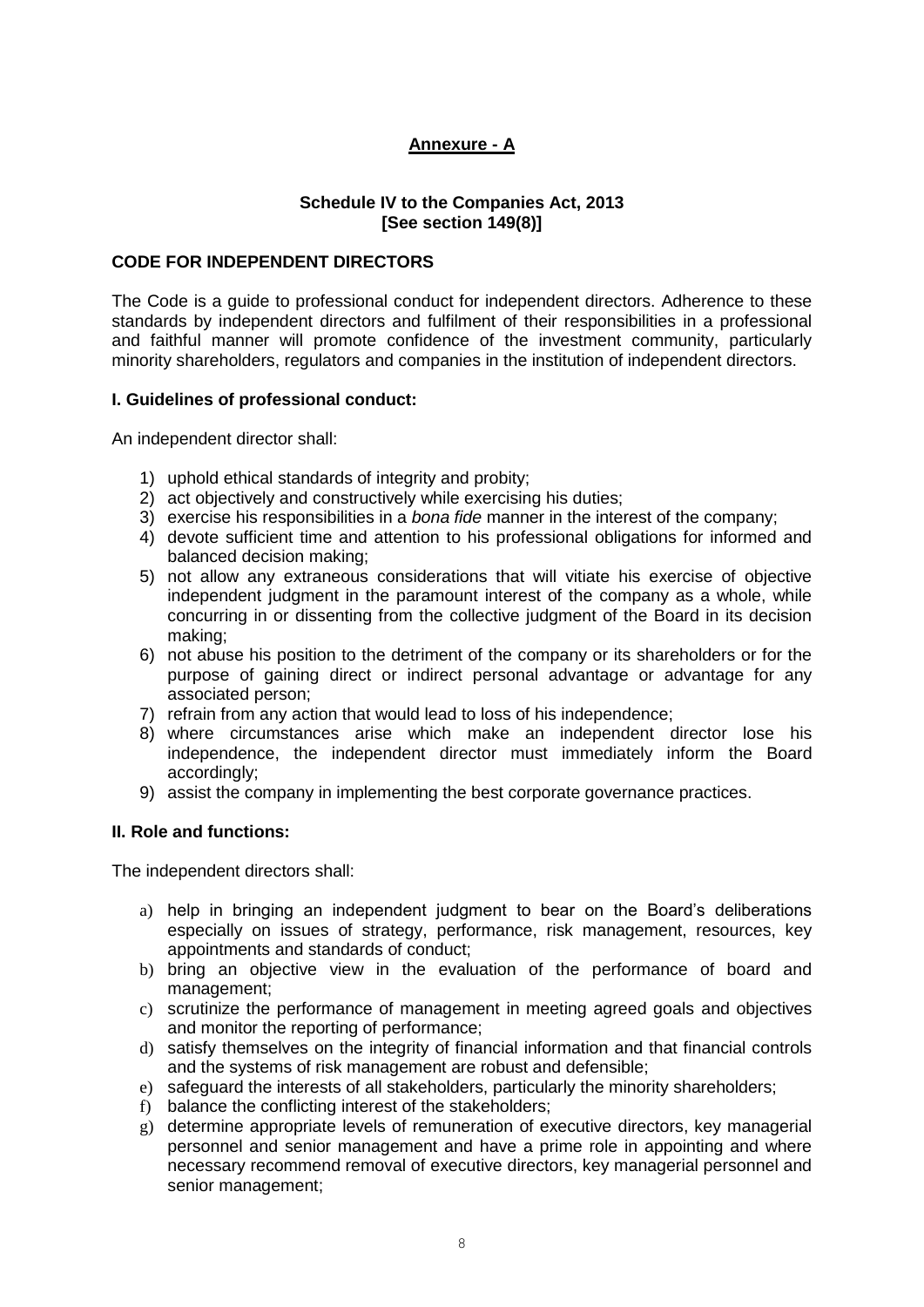## **Annexure - A**

### Schedule IV to the Companies Act, 2013
### [See section 149(8)]

### CODE FOR INDEPENDENT DIRECTORS

The Code is a guide to professional conduct for independent directors. Adherence to these standards by independent directors and fulfilment of their responsibilities in a professional and faithful manner will promote confidence of the investment community, particularly minority shareholders, regulators and companies in the institution of independent directors.

### I. Guidelines of professional conduct:

An independent director shall:

1) uphold ethical standards of integrity and probity;
2) act objectively and constructively while exercising his duties;
3) exercise his responsibilities in a *bona fide* manner in the interest of the company;
4) devote sufficient time and attention to his professional obligations for informed and balanced decision making;
5) not allow any extraneous considerations that will vitiate his exercise of objective independent judgment in the paramount interest of the company as a whole, while concurring in or dissenting from the collective judgment of the Board in its decision making;
6) not abuse his position to the detriment of the company or its shareholders or for the purpose of gaining direct or indirect personal advantage or advantage for any associated person;
7) refrain from any action that would lead to loss of his independence;
8) where circumstances arise which make an independent director lose his independence, the independent director must immediately inform the Board accordingly;
9) assist the company in implementing the best corporate governance practices.

### II. Role and functions:

The independent directors shall:

a) help in bringing an independent judgment to bear on the Board's deliberations especially on issues of strategy, performance, risk management, resources, key appointments and standards of conduct;
b) bring an objective view in the evaluation of the performance of board and management;
c) scrutinize the performance of management in meeting agreed goals and objectives and monitor the reporting of performance;
d) satisfy themselves on the integrity of financial information and that financial controls and the systems of risk management are robust and defensible;
e) safeguard the interests of all stakeholders, particularly the minority shareholders;
f) balance the conflicting interest of the stakeholders;
g) determine appropriate levels of remuneration of executive directors, key managerial personnel and senior management and have a prime role in appointing and where necessary recommend removal of executive directors, key managerial personnel and senior management;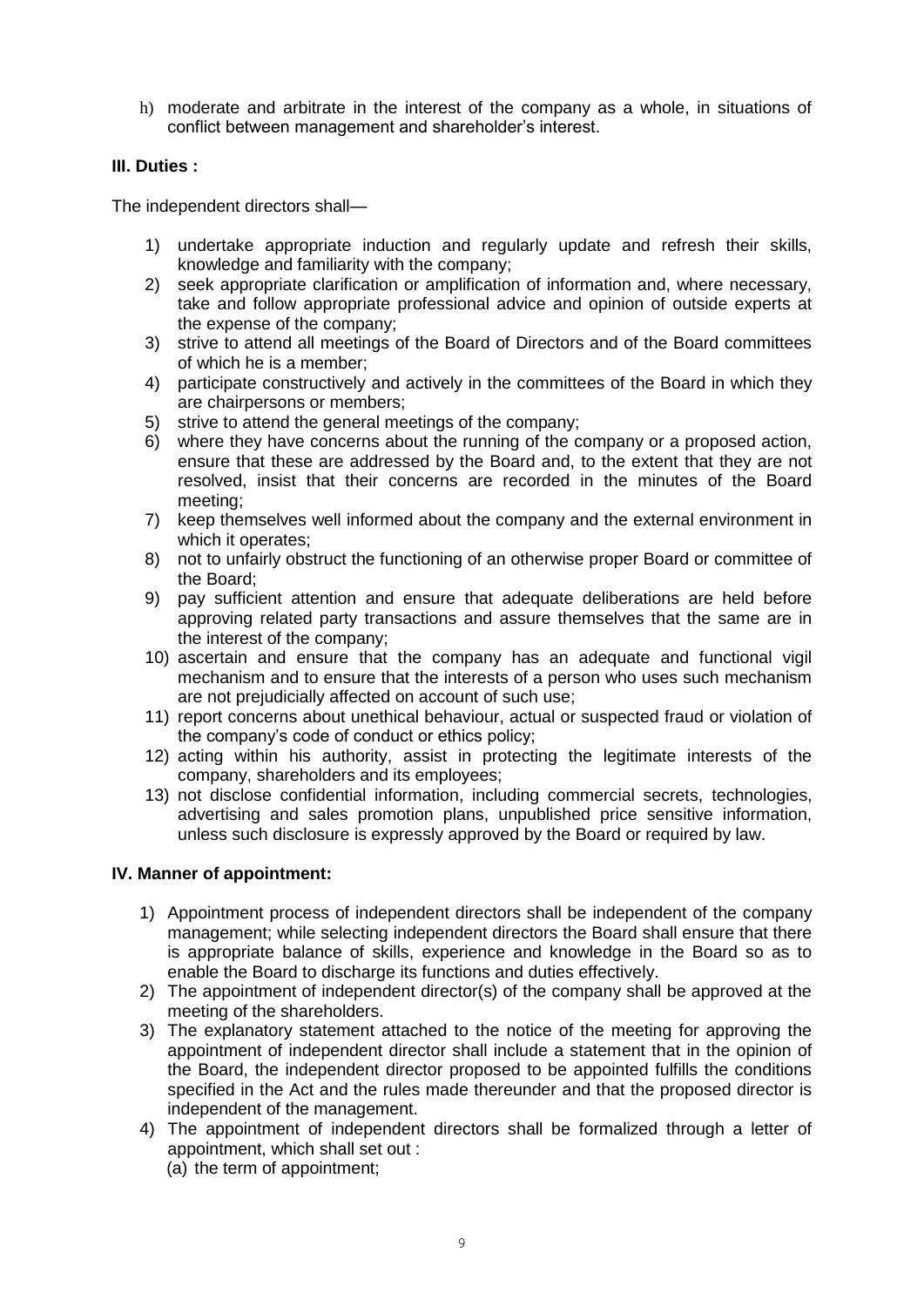h) moderate and arbitrate in the interest of the company as a whole, in situations of conflict between management and shareholder's interest.

**III. Duties :**

The independent directors shall—

1) undertake appropriate induction and regularly update and refresh their skills, knowledge and familiarity with the company;
2) seek appropriate clarification or amplification of information and, where necessary, take and follow appropriate professional advice and opinion of outside experts at the expense of the company;
3) strive to attend all meetings of the Board of Directors and of the Board committees of which he is a member;
4) participate constructively and actively in the committees of the Board in which they are chairpersons or members;
5) strive to attend the general meetings of the company;
6) where they have concerns about the running of the company or a proposed action, ensure that these are addressed by the Board and, to the extent that they are not resolved, insist that their concerns are recorded in the minutes of the Board meeting;
7) keep themselves well informed about the company and the external environment in which it operates;
8) not to unfairly obstruct the functioning of an otherwise proper Board or committee of the Board;
9) pay sufficient attention and ensure that adequate deliberations are held before approving related party transactions and assure themselves that the same are in the interest of the company;
10) ascertain and ensure that the company has an adequate and functional vigil mechanism and to ensure that the interests of a person who uses such mechanism are not prejudicially affected on account of such use;
11) report concerns about unethical behaviour, actual or suspected fraud or violation of the company's code of conduct or ethics policy;
12) acting within his authority, assist in protecting the legitimate interests of the company, shareholders and its employees;
13) not disclose confidential information, including commercial secrets, technologies, advertising and sales promotion plans, unpublished price sensitive information, unless such disclosure is expressly approved by the Board or required by law.

**IV. Manner of appointment:**

1) Appointment process of independent directors shall be independent of the company management; while selecting independent directors the Board shall ensure that there is appropriate balance of skills, experience and knowledge in the Board so as to enable the Board to discharge its functions and duties effectively.
2) The appointment of independent director(s) of the company shall be approved at the meeting of the shareholders.
3) The explanatory statement attached to the notice of the meeting for approving the appointment of independent director shall include a statement that in the opinion of the Board, the independent director proposed to be appointed fulfills the conditions specified in the Act and the rules made thereunder and that the proposed director is independent of the management.
4) The appointment of independent directors shall be formalized through a letter of appointment, which shall set out :
   (a) the term of appointment;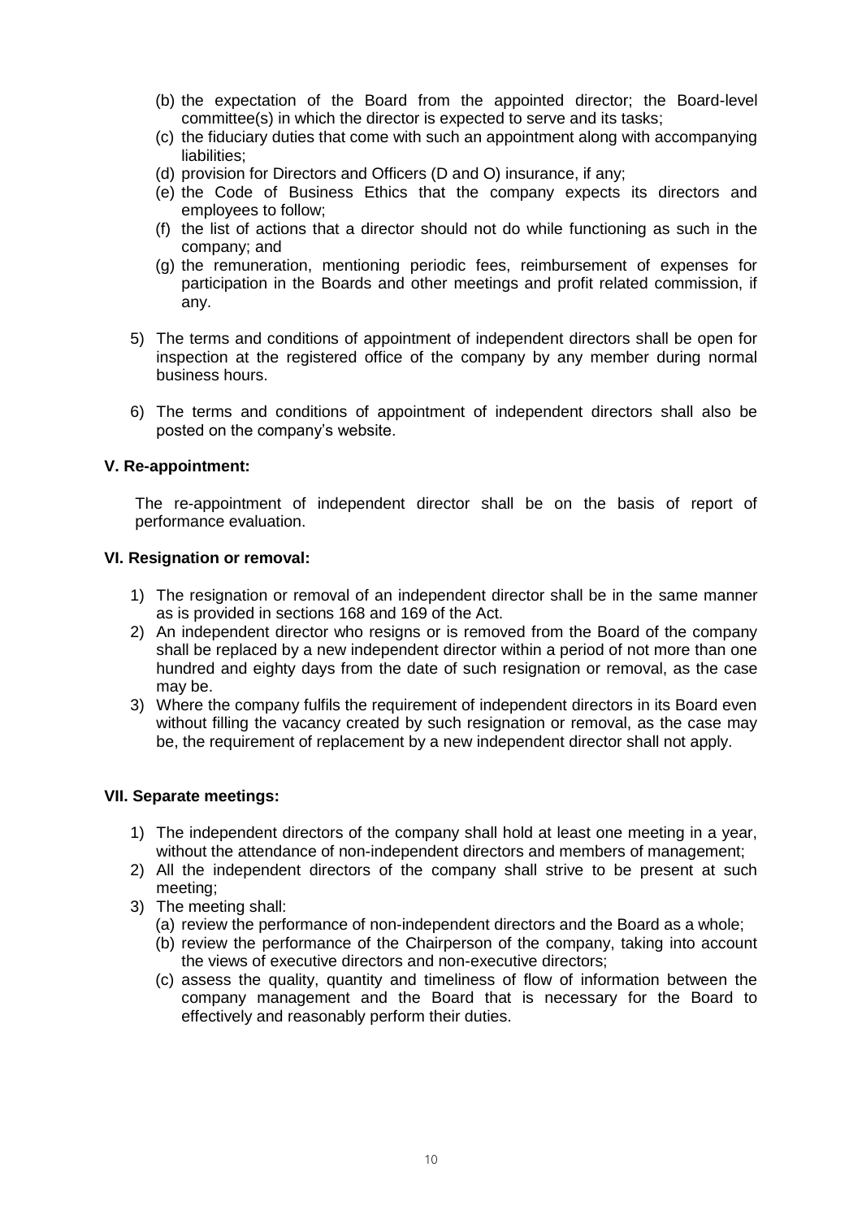(b) the expectation of the Board from the appointed director; the Board-level committee(s) in which the director is expected to serve and its tasks;
(c) the fiduciary duties that come with such an appointment along with accompanying liabilities;
(d) provision for Directors and Officers (D and O) insurance, if any;
(e) the Code of Business Ethics that the company expects its directors and employees to follow;
(f) the list of actions that a director should not do while functioning as such in the company; and
(g) the remuneration, mentioning periodic fees, reimbursement of expenses for participation in the Boards and other meetings and profit related commission, if any.

5) The terms and conditions of appointment of independent directors shall be open for inspection at the registered office of the company by any member during normal business hours.

6) The terms and conditions of appointment of independent directors shall also be posted on the company's website.

**V. Re-appointment:**

The re-appointment of independent director shall be on the basis of report of performance evaluation.

**VI. Resignation or removal:**

1) The resignation or removal of an independent director shall be in the same manner as is provided in sections 168 and 169 of the Act.
2) An independent director who resigns or is removed from the Board of the company shall be replaced by a new independent director within a period of not more than one hundred and eighty days from the date of such resignation or removal, as the case may be.
3) Where the company fulfils the requirement of independent directors in its Board even without filling the vacancy created by such resignation or removal, as the case may be, the requirement of replacement by a new independent director shall not apply.

**VII. Separate meetings:**

1) The independent directors of the company shall hold at least one meeting in a year, without the attendance of non-independent directors and members of management;
2) All the independent directors of the company shall strive to be present at such meeting;
3) The meeting shall:
   (a) review the performance of non-independent directors and the Board as a whole;
   (b) review the performance of the Chairperson of the company, taking into account the views of executive directors and non-executive directors;
   (c) assess the quality, quantity and timeliness of flow of information between the company management and the Board that is necessary for the Board to effectively and reasonably perform their duties.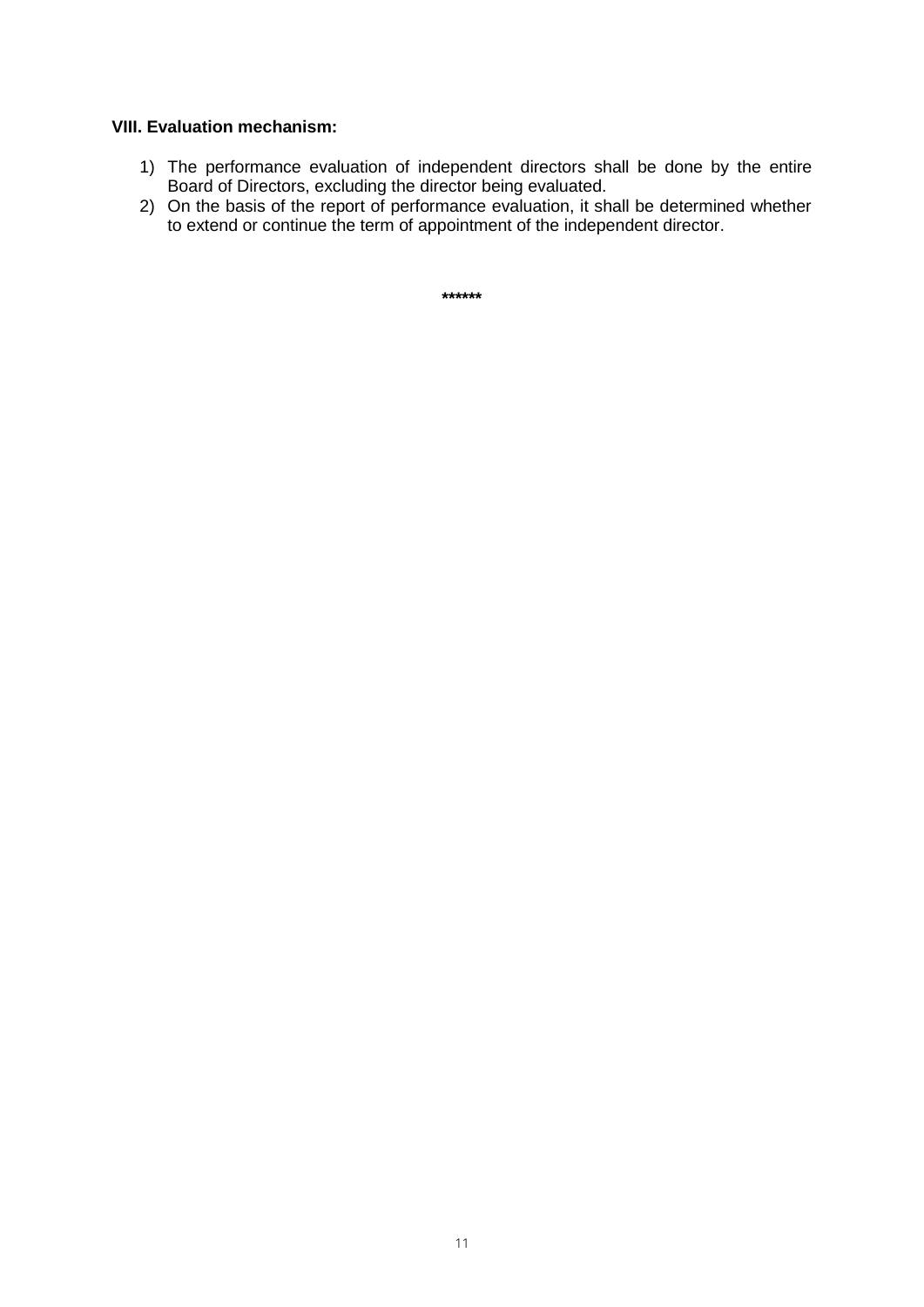**VIII. Evaluation mechanism:**

1) The performance evaluation of independent directors shall be done by the entire Board of Directors, excluding the director being evaluated.
2) On the basis of the report of performance evaluation, it shall be determined whether to extend or continue the term of appointment of the independent director.

******